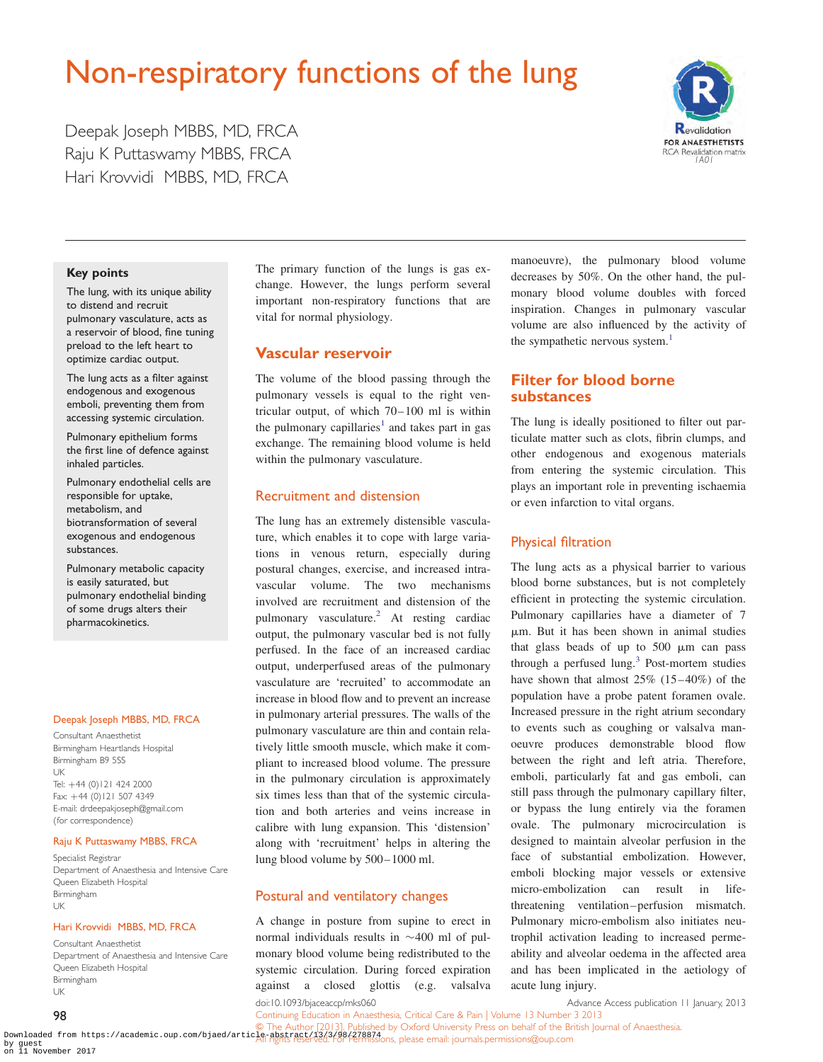# Non-respiratory functions of the lung

Deepak Joseph MBBS, MD, FRCA
Raju K Puttaswamy MBBS, FRCA
Hari Krovvidi MBBS, MD, FRCA

Revalidation FOR ANAESTHETISTS
RCA Revalidation matrix 1A01

## Key points

The lung, with its unique ability to distend and recruit pulmonary vasculature, acts as a reservoir of blood, fine tuning preload to the left heart to optimize cardiac output.

The lung acts as a filter against endogenous and exogenous emboli, preventing them from accessing systemic circulation.

Pulmonary epithelium forms the first line of defence against inhaled particles.

Pulmonary endothelial cells are responsible for uptake, metabolism, and biotransformation of several exogenous and endogenous substances.

Pulmonary metabolic capacity is easily saturated, but pulmonary endothelial binding of some drugs alters their pharmacokinetics.

**Deepak Joseph MBBS, MD, FRCA**
Consultant Anaesthetist
Birmingham Heartlands Hospital
Birmingham B9 5SS
UK
Tel: +44 (0)121 424 2000
Fax: +44 (0)121 507 4349
E-mail: drdeepakjoseph@gmail.com
(for correspondence)

**Raju K Puttaswamy MBBS, FRCA**
Specialist Registrar
Department of Anaesthesia and Intensive Care
Queen Elizabeth Hospital
Birmingham
UK

**Hari Krovvidi MBBS, MD, FRCA**
Consultant Anaesthetist
Department of Anaesthesia and Intensive Care
Queen Elizabeth Hospital
Birmingham
UK

The primary function of the lungs is gas exchange. However, the lungs perform several important non-respiratory functions that are vital for normal physiology.

## Vascular reservoir

The volume of the blood passing through the pulmonary vessels is equal to the right ventricular output, of which 70–100 ml is within the pulmonary capillaries[1] and takes part in gas exchange. The remaining blood volume is held within the pulmonary vasculature.

### Recruitment and distension

The lung has an extremely distensible vasculature, which enables it to cope with large variations in venous return, especially during postural changes, exercise, and increased intravascular volume. The two mechanisms involved are recruitment and distension of the pulmonary vasculature.[2] At resting cardiac output, the pulmonary vascular bed is not fully perfused. In the face of an increased cardiac output, underperfused areas of the pulmonary vasculature are 'recruited' to accommodate an increase in blood flow and to prevent an increase in pulmonary arterial pressures. The walls of the pulmonary vasculature are thin and contain relatively little smooth muscle, which make it compliant to increased blood volume. The pressure in the pulmonary circulation is approximately six times less than that of the systemic circulation and both arteries and veins increase in calibre with lung expansion. This 'distension' along with 'recruitment' helps in altering the lung blood volume by 500–1000 ml.

### Postural and ventilatory changes

A change in posture from supine to erect in normal individuals results in ~400 ml of pulmonary blood volume being redistributed to the systemic circulation. During forced expiration against a closed glottis (e.g. valsalva manoeuvre), the pulmonary blood volume decreases by 50%. On the other hand, the pulmonary blood volume doubles with forced inspiration. Changes in pulmonary vascular volume are also influenced by the activity of the sympathetic nervous system.[1]

## Filter for blood borne substances

The lung is ideally positioned to filter out particulate matter such as clots, fibrin clumps, and other endogenous and exogenous materials from entering the systemic circulation. This plays an important role in preventing ischaemia or even infarction to vital organs.

### Physical filtration

The lung acts as a physical barrier to various blood borne substances, but is not completely efficient in protecting the systemic circulation. Pulmonary capillaries have a diameter of 7 μm. But it has been shown in animal studies that glass beads of up to 500 μm can pass through a perfused lung.[3] Post-mortem studies have shown that almost 25% (15–40%) of the population have a probe patent foramen ovale. Increased pressure in the right atrium secondary to events such as coughing or valsalva manoeuvre produces demonstrable blood flow between the right and left atria. Therefore, emboli, particularly fat and gas emboli, can still pass through the pulmonary capillary filter, or bypass the lung entirely via the foramen ovale. The pulmonary microcirculation is designed to maintain alveolar perfusion in the face of substantial embolization. However, emboli blocking major vessels or extensive micro-embolization can result in life-threatening ventilation–perfusion mismatch. Pulmonary micro-embolism also initiates neutrophil activation leading to increased permeability and alveolar oedema in the affected area and has been implicated in the aetiology of acute lung injury.

doi:10.1093/bjaceaccp/mks060
Advance Access publication 11 January, 2013

© The Author [2013]. Published by Oxford University Press on behalf of the British Journal of Anaesthesia. All rights reserved. For Permissions, please email: journals.permissions@oup.com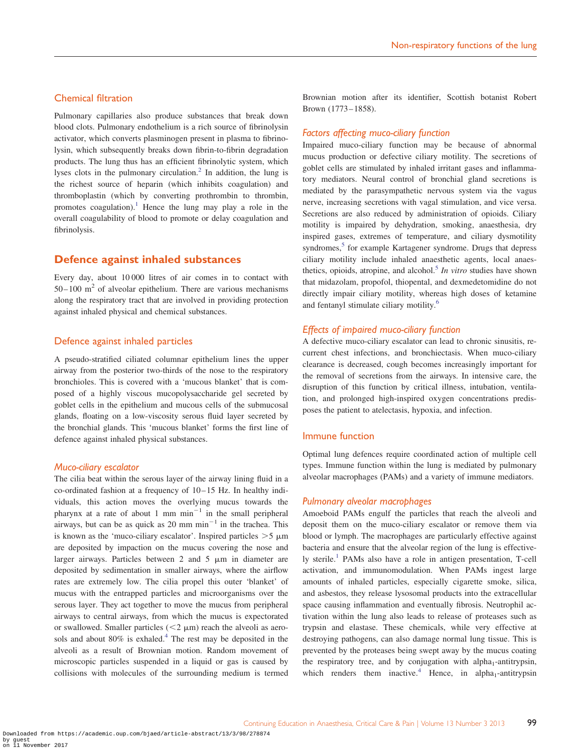## Chemical filtration

Pulmonary capillaries also produce substances that break down blood clots. Pulmonary endothelium is a rich source of fibrinolysin activator, which converts plasminogen present in plasma to fibrinolysin, which subsequently breaks down fibrin-to-fibrin degradation products. The lung thus has an efficient fibrinolytic system, which lyses clots in the pulmonary circulation.[2] In addition, the lung is the richest source of heparin (which inhibits coagulation) and thromboplastin (which by converting prothrombin to thrombin, promotes coagulation).[1] Hence the lung may play a role in the overall coagulability of blood to promote or delay coagulation and fibrinolysis.

# Defence against inhaled substances

Every day, about 10 000 litres of air comes in to contact with 50–100 $m^2$ of alveolar epithelium. There are various mechanisms along the respiratory tract that are involved in providing protection against inhaled physical and chemical substances.

## Defence against inhaled particles

A pseudo-stratified ciliated columnar epithelium lines the upper airway from the posterior two-thirds of the nose to the respiratory bronchioles. This is covered with a 'mucous blanket' that is composed of a highly viscous mucopolysaccharide gel secreted by goblet cells in the epithelium and mucous cells of the submucosal glands, floating on a low-viscosity serous fluid layer secreted by the bronchial glands. This 'mucous blanket' forms the first line of defence against inhaled physical substances.

### *Muco-ciliary escalator*

The cilia beat within the serous layer of the airway lining fluid in a co-ordinated fashion at a frequency of 10–15 Hz. In healthy individuals, this action moves the overlying mucus towards the pharynx at a rate of about 1 mm $min^{-1}$ in the small peripheral airways, but can be as quick as 20 mm $min^{-1}$ in the trachea. This is known as the 'muco-ciliary escalator'. Inspired particles >5 μm are deposited by impaction on the mucus covering the nose and larger airways. Particles between 2 and 5 μm in diameter are deposited by sedimentation in smaller airways, where the airflow rates are extremely low. The cilia propel this outer 'blanket' of mucus with the entrapped particles and microorganisms over the serous layer. They act together to move the mucus from peripheral airways to central airways, from which the mucus is expectorated or swallowed. Smaller particles (<2 μm) reach the alveoli as aerosols and about 80% is exhaled.[4] The rest may be deposited in the alveoli as a result of Brownian motion. Random movement of microscopic particles suspended in a liquid or gas is caused by collisions with molecules of the surrounding medium is termed Brownian motion after its identifier, Scottish botanist Robert Brown (1773–1858).

### *Factors affecting muco-ciliary function*

Impaired muco-ciliary function may be because of abnormal mucus production or defective ciliary motility. The secretions of goblet cells are stimulated by inhaled irritant gases and inflammatory mediators. Neural control of bronchial gland secretions is mediated by the parasympathetic nervous system via the vagus nerve, increasing secretions with vagal stimulation, and vice versa. Secretions are also reduced by administration of opioids. Ciliary motility is impaired by dehydration, smoking, anaesthesia, dry inspired gases, extremes of temperature, and ciliary dysmotility syndromes,[5] for example Kartagener syndrome. Drugs that depress ciliary motility include inhaled anaesthetic agents, local anaesthetics, opioids, atropine, and alcohol.[5] *In vitro* studies have shown that midazolam, propofol, thiopental, and dexmedetomidine do not directly impair ciliary motility, whereas high doses of ketamine and fentanyl stimulate ciliary motility.[6]

### *Effects of impaired muco-ciliary function*

A defective muco-ciliary escalator can lead to chronic sinusitis, recurrent chest infections, and bronchiectasis. When muco-ciliary clearance is decreased, cough becomes increasingly important for the removal of secretions from the airways. In intensive care, the disruption of this function by critical illness, intubation, ventilation, and prolonged high-inspired oxygen concentrations predisposes the patient to atelectasis, hypoxia, and infection.

## Immune function

Optimal lung defences require coordinated action of multiple cell types. Immune function within the lung is mediated by pulmonary alveolar macrophages (PAMs) and a variety of immune mediators.

### *Pulmonary alveolar macrophages*

Amoeboid PAMs engulf the particles that reach the alveoli and deposit them on the muco-ciliary escalator or remove them via blood or lymph. The macrophages are particularly effective against bacteria and ensure that the alveolar region of the lung is effectively sterile.[1] PAMs also have a role in antigen presentation, T-cell activation, and immunomodulation. When PAMs ingest large amounts of inhaled particles, especially cigarette smoke, silica, and asbestos, they release lysosomal products into the extracellular space causing inflammation and eventually fibrosis. Neutrophil activation within the lung also leads to release of proteases such as trypsin and elastase. These chemicals, while very effective at destroying pathogens, can also damage normal lung tissue. This is prevented by the proteases being swept away by the mucus coating the respiratory tree, and by conjugation with alpha$_1$-antitrypsin, which renders them inactive.[4] Hence, in alpha$_1$-antitrypsin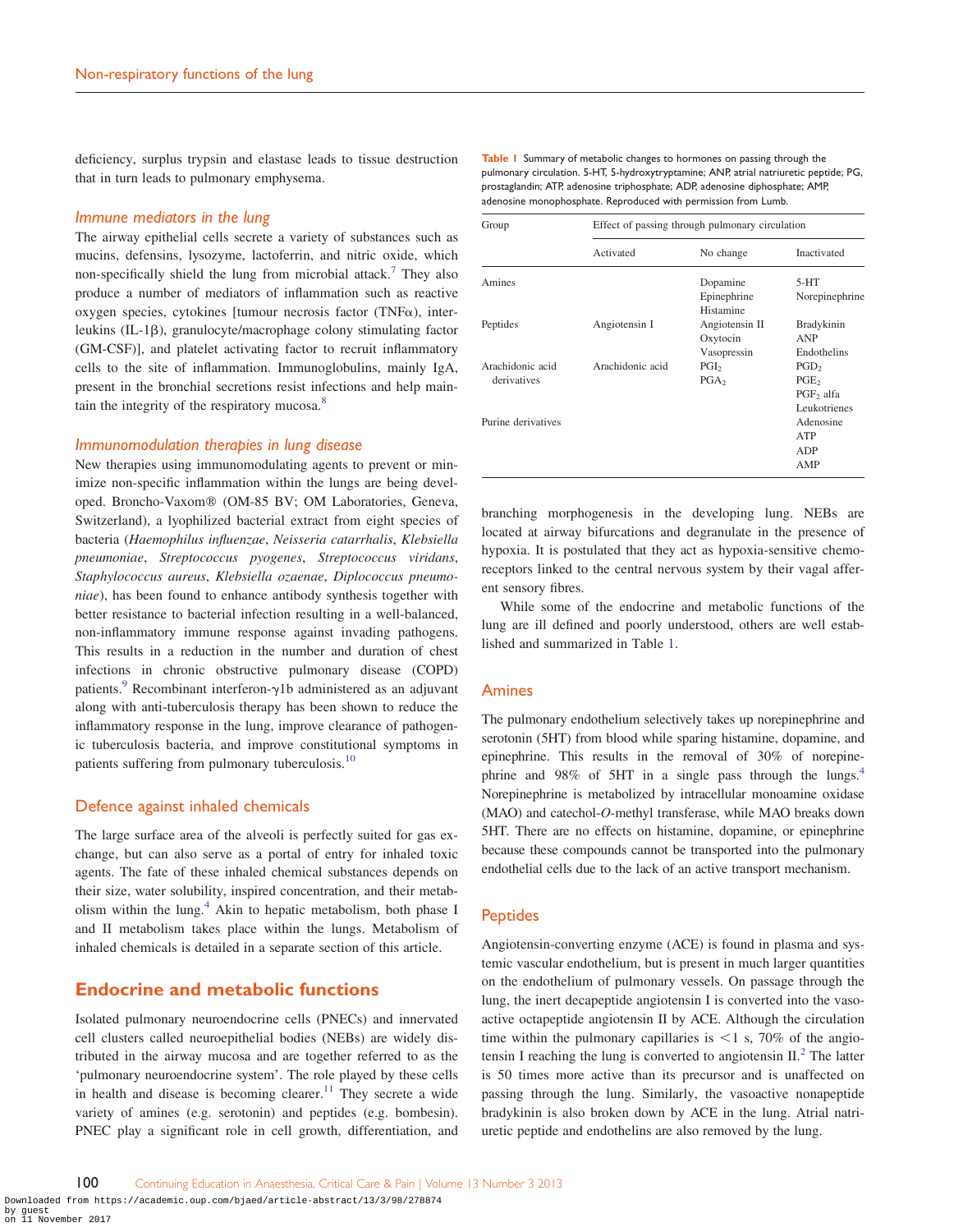deficiency, surplus trypsin and elastase leads to tissue destruction that in turn leads to pulmonary emphysema.

### Immune mediators in the lung

The airway epithelial cells secrete a variety of substances such as mucins, defensins, lysozyme, lactoferrin, and nitric oxide, which non-specifically shield the lung from microbial attack.[7] They also produce a number of mediators of inflammation such as reactive oxygen species, cytokines [tumour necrosis factor (TNF$\alpha$), interleukins (IL-1$\beta$), granulocyte/macrophage colony stimulating factor (GM-CSF)], and platelet activating factor to recruit inflammatory cells to the site of inflammation. Immunoglobulins, mainly IgA, present in the bronchial secretions resist infections and help maintain the integrity of the respiratory mucosa.[8]

### Immunomodulation therapies in lung disease

New therapies using immunomodulating agents to prevent or minimize non-specific inflammation within the lungs are being developed. Broncho-Vaxom® (OM-85 BV; OM Laboratories, Geneva, Switzerland), a lyophilized bacterial extract from eight species of bacteria (*Haemophilus influenzae*, *Neisseria catarrhalis*, *Klebsiella pneumoniae*, *Streptococcus pyogenes*, *Streptococcus viridans*, *Staphylococcus aureus*, *Klebsiella ozaenae*, *Diplococcus pneumoniae*), has been found to enhance antibody synthesis together with better resistance to bacterial infection resulting in a well-balanced, non-inflammatory immune response against invading pathogens. This results in a reduction in the number and duration of chest infections in chronic obstructive pulmonary disease (COPD) patients.[9] Recombinant interferon-$\gamma$1b administered as an adjuvant along with anti-tuberculosis therapy has been shown to reduce the inflammatory response in the lung, improve clearance of pathogenic tuberculosis bacteria, and improve constitutional symptoms in patients suffering from pulmonary tuberculosis.[10]

## Defence against inhaled chemicals

The large surface area of the alveoli is perfectly suited for gas exchange, but can also serve as a portal of entry for inhaled toxic agents. The fate of these inhaled chemical substances depends on their size, water solubility, inspired concentration, and their metabolism within the lung.[4] Akin to hepatic metabolism, both phase I and II metabolism takes place within the lungs. Metabolism of inhaled chemicals is detailed in a separate section of this article.

# Endocrine and metabolic functions

Isolated pulmonary neuroendocrine cells (PNECs) and innervated cell clusters called neuroepithelial bodies (NEBs) are widely distributed in the airway mucosa and are together referred to as the 'pulmonary neuroendocrine system'. The role played by these cells in health and disease is becoming clearer.[11] They secrete a wide variety of amines (e.g. serotonin) and peptides (e.g. bombesin). PNEC play a significant role in cell growth, differentiation, and branching morphogenesis in the developing lung. NEBs are located at airway bifurcations and degranulate in the presence of hypoxia. It is postulated that they act as hypoxia-sensitive chemoreceptors linked to the central nervous system by their vagal afferent sensory fibres.

While some of the endocrine and metabolic functions of the lung are ill defined and poorly understood, others are well established and summarized in Table 1.

**Table 1** Summary of metabolic changes to hormones on passing through the pulmonary circulation. 5-HT, 5-hydroxytryptamine; ANP, atrial natriuretic peptide; PG, prostaglandin; ATP, adenosine triphosphate; ADP, adenosine diphosphate; AMP, adenosine monophosphate. Reproduced with permission from Lumb.

| Group | Effect of passing through pulmonary circulation | | |
|---|---|---|---|
| | Activated | No change | Inactivated |
| Amines | | Dopamine<br>Epinephrine<br>Histamine | 5-HT<br>Norepinephrine |
| Peptides | Angiotensin I | Angiotensin II<br>Oxytocin<br>Vasopressin | Bradykinin<br>ANP<br>Endothelins |
| Arachidonic acid derivatives | Arachidonic acid | $PGI_2$<br>$PGA_2$ | $PGD_2$<br>$PGE_2$<br>$PGF_2$ alfa<br>Leukotrienes |
| Purine derivatives | | | Adenosine<br>ATP<br>ADP<br>AMP |

## Amines

The pulmonary endothelium selectively takes up norepinephrine and serotonin (5HT) from blood while sparing histamine, dopamine, and epinephrine. This results in the removal of 30% of norepinephrine and 98% of 5HT in a single pass through the lungs.[4] Norepinephrine is metabolized by intracellular monoamine oxidase (MAO) and catechol-*O*-methyl transferase, while MAO breaks down 5HT. There are no effects on histamine, dopamine, or epinephrine because these compounds cannot be transported into the pulmonary endothelial cells due to the lack of an active transport mechanism.

## Peptides

Angiotensin-converting enzyme (ACE) is found in plasma and systemic vascular endothelium, but is present in much larger quantities on the endothelium of pulmonary vessels. On passage through the lung, the inert decapeptide angiotensin I is converted into the vasoactive octapeptide angiotensin II by ACE. Although the circulation time within the pulmonary capillaries is $<1$ s, 70% of the angiotensin I reaching the lung is converted to angiotensin II.[2] The latter is 50 times more active than its precursor and is unaffected on passing through the lung. Similarly, the vasoactive nonapeptide bradykinin is also broken down by ACE in the lung. Atrial natriuretic peptide and endothelins are also removed by the lung.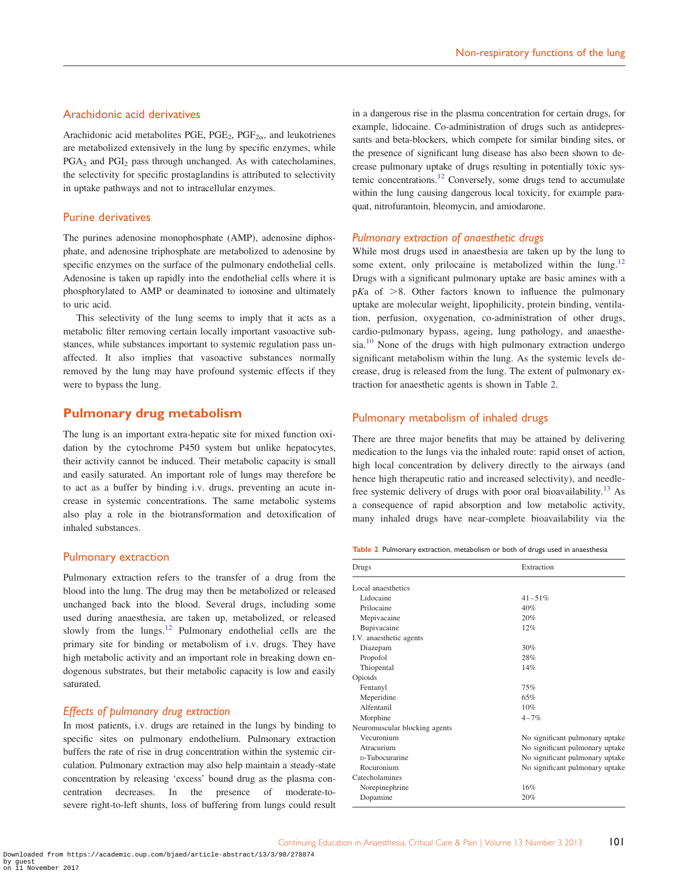### Arachidonic acid derivatives

Arachidonic acid metabolites PGE, $PGE_2$, $PGF_{2\alpha}$, and leukotrienes are metabolized extensively in the lung by specific enzymes, while $PGA_2$ and $PGI_2$ pass through unchanged. As with catecholamines, the selectivity for specific prostaglandins is attributed to selectivity in uptake pathways and not to intracellular enzymes.

### Purine derivatives

The purines adenosine monophosphate (AMP), adenosine diphosphate, and adenosine triphosphate are metabolized to adenosine by specific enzymes on the surface of the pulmonary endothelial cells. Adenosine is taken up rapidly into the endothelial cells where it is phosphorylated to AMP or deaminated to ionosine and ultimately to uric acid.

This selectivity of the lung seems to imply that it acts as a metabolic filter removing certain locally important vasoactive substances, while substances important to systemic regulation pass unaffected. It also implies that vasoactive substances normally removed by the lung may have profound systemic effects if they were to bypass the lung.

## Pulmonary drug metabolism

The lung is an important extra-hepatic site for mixed function oxidation by the cytochrome P450 system but unlike hepatocytes, their activity cannot be induced. Their metabolic capacity is small and easily saturated. An important role of lungs may therefore be to act as a buffer by binding i.v. drugs, preventing an acute increase in systemic concentrations. The same metabolic systems also play a role in the biotransformation and detoxification of inhaled substances.

### Pulmonary extraction

Pulmonary extraction refers to the transfer of a drug from the blood into the lung. The drug may then be metabolized or released unchanged back into the blood. Several drugs, including some used during anaesthesia, are taken up, metabolized, or released slowly from the lungs.[12] Pulmonary endothelial cells are the primary site for binding or metabolism of i.v. drugs. They have high metabolic activity and an important role in breaking down endogenous substrates, but their metabolic capacity is low and easily saturated.

#### *Effects of pulmonary drug extraction*

In most patients, i.v. drugs are retained in the lungs by binding to specific sites on pulmonary endothelium. Pulmonary extraction buffers the rate of rise in drug concentration within the systemic circulation. Pulmonary extraction may also help maintain a steady-state concentration by releasing 'excess' bound drug as the plasma concentration decreases. In the presence of moderate-to-severe right-to-left shunts, loss of buffering from lungs could result in a dangerous rise in the plasma concentration for certain drugs, for example, lidocaine. Co-administration of drugs such as antidepressants and beta-blockers, which compete for similar binding sites, or the presence of significant lung disease has also been shown to decrease pulmonary uptake of drugs resulting in potentially toxic systemic concentrations.[12] Conversely, some drugs tend to accumulate within the lung causing dangerous local toxicity, for example paraquat, nitrofurantoin, bleomycin, and amiodarone.

#### *Pulmonary extraction of anaesthetic drugs*

While most drugs used in anaesthesia are taken up by the lung to some extent, only prilocaine is metabolized within the lung.[12] Drugs with a significant pulmonary uptake are basic amines with a p*K*a of >8. Other factors known to influence the pulmonary uptake are molecular weight, lipophilicity, protein binding, ventilation, perfusion, oxygenation, co-administration of other drugs, cardio-pulmonary bypass, ageing, lung pathology, and anaesthesia.[10] None of the drugs with high pulmonary extraction undergo significant metabolism within the lung. As the systemic levels decrease, drug is released from the lung. The extent of pulmonary extraction for anaesthetic agents is shown in Table 2.

### Pulmonary metabolism of inhaled drugs

There are three major benefits that may be attained by delivering medication to the lungs via the inhaled route: rapid onset of action, high local concentration by delivery directly to the airways (and hence high therapeutic ratio and increased selectivity), and needle-free systemic delivery of drugs with poor oral bioavailability.[13] As a consequence of rapid absorption and low metabolic activity, many inhaled drugs have near-complete bioavailability via the

**Table 2** Pulmonary extraction, metabolism or both of drugs used in anaesthesia

| Drugs | Extraction |
|---|---|
| Local anaesthetics | |
| Lidocaine | 41–51% |
| Prilocaine | 40% |
| Mepivacaine | 20% |
| Bupivacaine | 12% |
| I.V. anaesthetic agents | |
| Diazepam | 30% |
| Propofol | 28% |
| Thiopental | 14% |
| Opioids | |
| Fentanyl | 75% |
| Meperidine | 65% |
| Alfentanil | 10% |
| Morphine | 4–7% |
| Neuromuscular blocking agents | |
| Vecuronium | No significant pulmonary uptake |
| Atracurium | No significant pulmonary uptake |
| D-Tubocurarine | No significant pulmonary uptake |
| Rocuronium | No significant pulmonary uptake |
| Catecholamines | |
| Norepinephrine | 16% |
| Dopamine | 20% |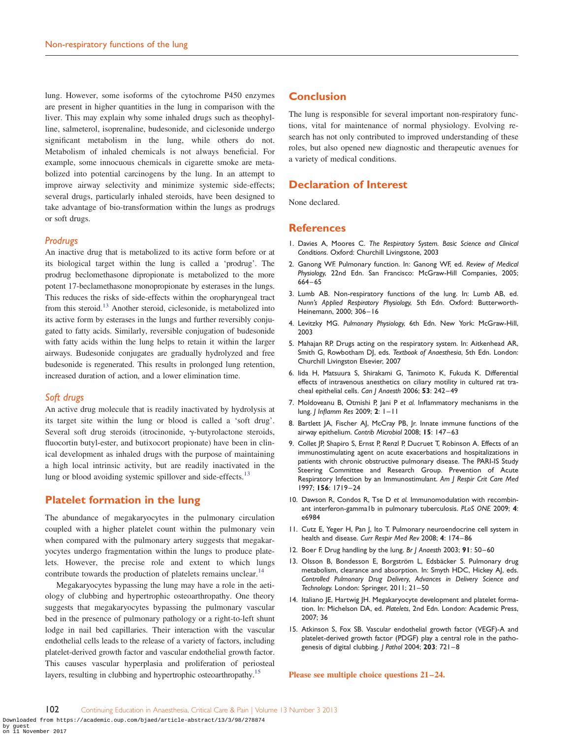lung. However, some isoforms of the cytochrome P450 enzymes are present in higher quantities in the lung in comparison with the liver. This may explain why some inhaled drugs such as theophylline, salmeterol, isoprenaline, budesonide, and ciclesonide undergo significant metabolism in the lung, while others do not. Metabolism of inhaled chemicals is not always beneficial. For example, some innocuous chemicals in cigarette smoke are metabolized into potential carcinogens by the lung. In an attempt to improve airway selectivity and minimize systemic side-effects; several drugs, particularly inhaled steroids, have been designed to take advantage of bio-transformation within the lungs as prodrugs or soft drugs.

### *Prodrugs*

An inactive drug that is metabolized to its active form before or at its biological target within the lung is called a 'prodrug'. The prodrug beclomethasone dipropionate is metabolized to the more potent 17-beclamethasone monopropionate by esterases in the lungs. This reduces the risks of side-effects within the oropharyngeal tract from this steroid.[13] Another steroid, ciclesonide, is metabolized into its active form by esterases in the lungs and further reversibly conjugated to fatty acids. Similarly, reversible conjugation of budesonide with fatty acids within the lung helps to retain it within the larger airways. Budesonide conjugates are gradually hydrolyzed and free budesonide is regenerated. This results in prolonged lung retention, increased duration of action, and a lower elimination time.

### *Soft drugs*

An active drug molecule that is readily inactivated by hydrolysis at its target site within the lung or blood is called a 'soft drug'. Several soft drug steroids (itrocinonide, $\gamma$-butyrolactone steroids, fluocortin butyl-ester, and butixocort propionate) have been in clinical development as inhaled drugs with the purpose of maintaining a high local intrinsic activity, but are readily inactivated in the lung or blood avoiding systemic spillover and side-effects.[13]

## Platelet formation in the lung

The abundance of megakaryocytes in the pulmonary circulation coupled with a higher platelet count within the pulmonary vein when compared with the pulmonary artery suggests that megakaryocytes undergo fragmentation within the lungs to produce platelets. However, the precise role and extent to which lungs contribute towards the production of platelets remains unclear.[14]

Megakaryocytes bypassing the lung may have a role in the aetiology of clubbing and hypertrophic osteoarthropathy. One theory suggests that megakaryocytes bypassing the pulmonary vascular bed in the presence of pulmonary pathology or a right-to-left shunt lodge in nail bed capillaries. Their interaction with the vascular endothelial cells leads to the release of a variety of factors, including platelet-derived growth factor and vascular endothelial growth factor. This causes vascular hyperplasia and proliferation of periosteal layers, resulting in clubbing and hypertrophic osteoarthropathy.[15]

## Conclusion

The lung is responsible for several important non-respiratory functions, vital for maintenance of normal physiology. Evolving research has not only contributed to improved understanding of these roles, but also opened new diagnostic and therapeutic avenues for a variety of medical conditions.

## Declaration of Interest

None declared.

## References

1. Davies A, Moores C. *The Respiratory System. Basic Science and Clinical Conditions*. Oxford: Churchill Livingstone, 2003
2. Ganong WF. Pulmonary function. In: Ganong WF, ed. *Review of Medical Physiology*, 22nd Edn. San Francisco: McGraw-Hill Companies, 2005; 664–65
3. Lumb AB. Non-respiratory functions of the lung. In: Lumb AB, ed. *Nunn's Applied Respiratory Physiology*, 5th Edn. Oxford: Butterworth-Heinemann, 2000; 306–16
4. Levitzky MG. *Pulmonary Physiology*, 6th Edn. New York: McGraw-Hill, 2003
5. Mahajan RP. Drugs acting on the respiratory system. In: Aitkenhead AR, Smith G, Rowbotham DJ, eds. *Textbook of Anaesthesia*, 5th Edn. London: Churchill Livingston Elsevier, 2007
6. Iida H, Matsuura S, Shirakami G, Tanimoto K, Fukuda K. Differential effects of intravenous anesthetics on ciliary motility in cultured rat tracheal epithelial cells. *Can J Anaesth* 2006; **53**: 242–49
7. Moldoveanu B, Otmishi P, Jani P *et al.* Inflammatory mechanisms in the lung. *J Inflamm Res* 2009; **2**: 1–11
8. Bartlett JA, Fischer AJ, McCray PB, Jr. Innate immune functions of the airway epithelium. *Contrib Microbiol* 2008; **15**: 147–63
9. Collet JP, Shapiro S, Ernst P, Renzl P, Ducruet T, Robinson A. Effects of an immunostimulating agent on acute exacerbations and hospitalizations in patients with chronic obstructive pulmonary disease. The PARI-IS Study Steering Committee and Research Group. Prevention of Acute Respiratory Infection by an Immunostimulant. *Am J Respir Crit Care Med* 1997; **156**: 1719–24
10. Dawson R, Condos R, Tse D *et al.* Immunomodulation with recombinant interferon-gamma1b in pulmonary tuberculosis. *PLoS ONE* 2009; **4**: e6984
11. Cutz E, Yeger H, Pan J, Ito T. Pulmonary neuroendocrine cell system in health and disease. *Curr Respir Med Rev* 2008; **4**: 174–86
12. Boer F. Drug handling by the lung. *Br J Anaesth* 2003; **91**: 50–60
13. Olsson B, Bondesson E, Borgström L, Edsbäcker S. Pulmonary drug metabolism, clearance and absorption. In: Smyth HDC, Hickey AJ, eds. *Controlled Pulmonary Drug Delivery, Advances in Delivery Science and Technology*. London: Springer, 2011; 21–50
14. Italiano JE, Hartwig JH. Megakaryocyte development and platelet formation. In: Michelson DA, ed. *Platelets*, 2nd Edn. London: Academic Press, 2007; 36
15. Atkinson S, Fox SB. Vascular endothelial growth factor (VEGF)-A and platelet-derived growth factor (PDGF) play a central role in the pathogenesis of digital clubbing. *J Pathol* 2004; **203**: 721–8

**Please see multiple choice questions 21–24.**